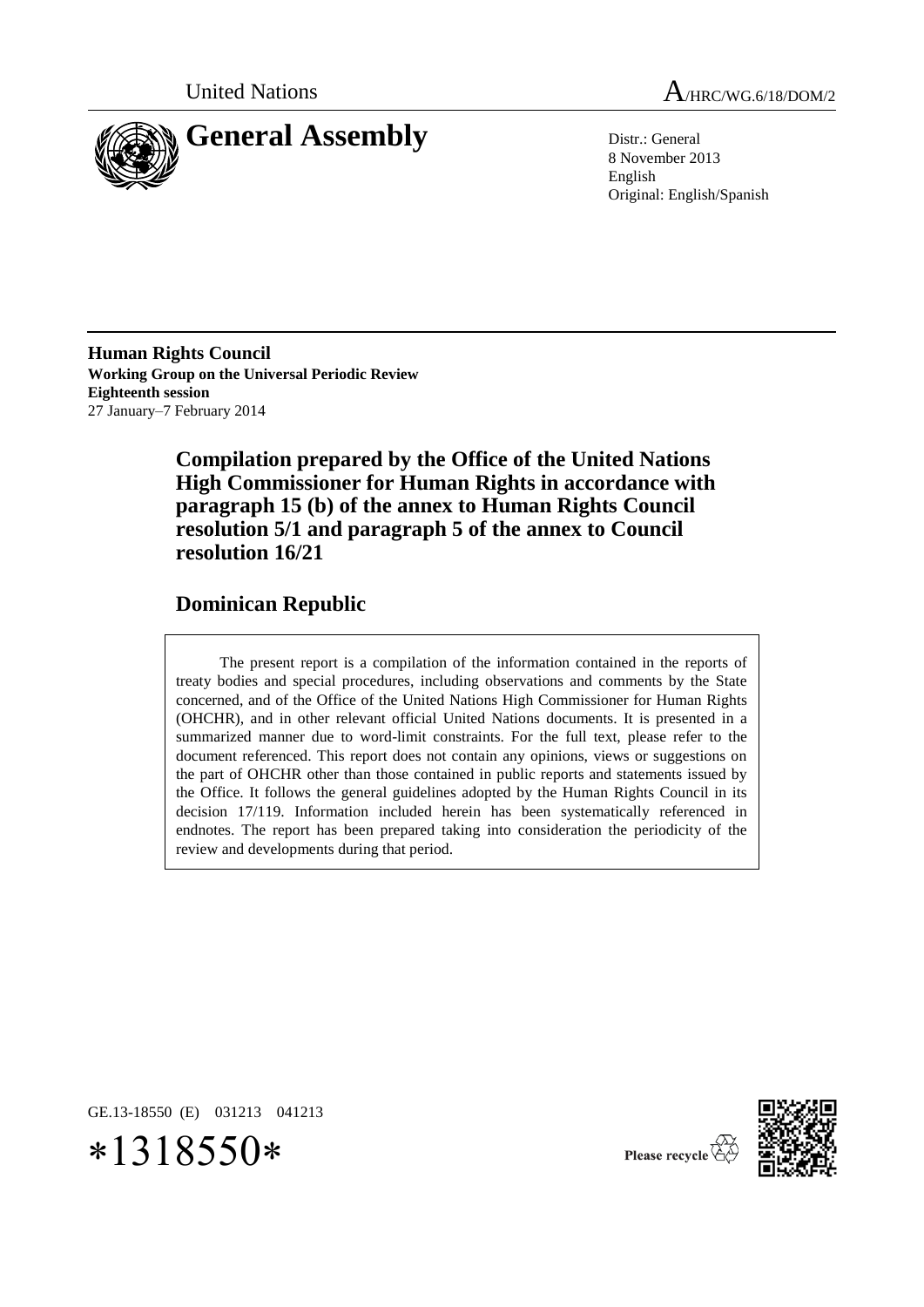United Nations

A/HRC/WG.6/18/DOM/2

# General Assembly

Distr.: General
8 November 2013
English
Original: English/Spanish

**Human Rights Council**
**Working Group on the Universal Periodic Review**
**Eighteenth session**
27 January–7 February 2014

## Compilation prepared by the Office of the United Nations High Commissioner for Human Rights in accordance with paragraph 15 (b) of the annex to Human Rights Council resolution 5/1 and paragraph 5 of the annex to Council resolution 16/21

## Dominican Republic

The present report is a compilation of the information contained in the reports of treaty bodies and special procedures, including observations and comments by the State concerned, and of the Office of the United Nations High Commissioner for Human Rights (OHCHR), and in other relevant official United Nations documents. It is presented in a summarized manner due to word-limit constraints. For the full text, please refer to the document referenced. This report does not contain any opinions, views or suggestions on the part of OHCHR other than those contained in public reports and statements issued by the Office. It follows the general guidelines adopted by the Human Rights Council in its decision 17/119. Information included herein has been systematically referenced in endnotes. The report has been prepared taking into consideration the periodicity of the review and developments during that period.

GE.13-18550 (E) 031213 041213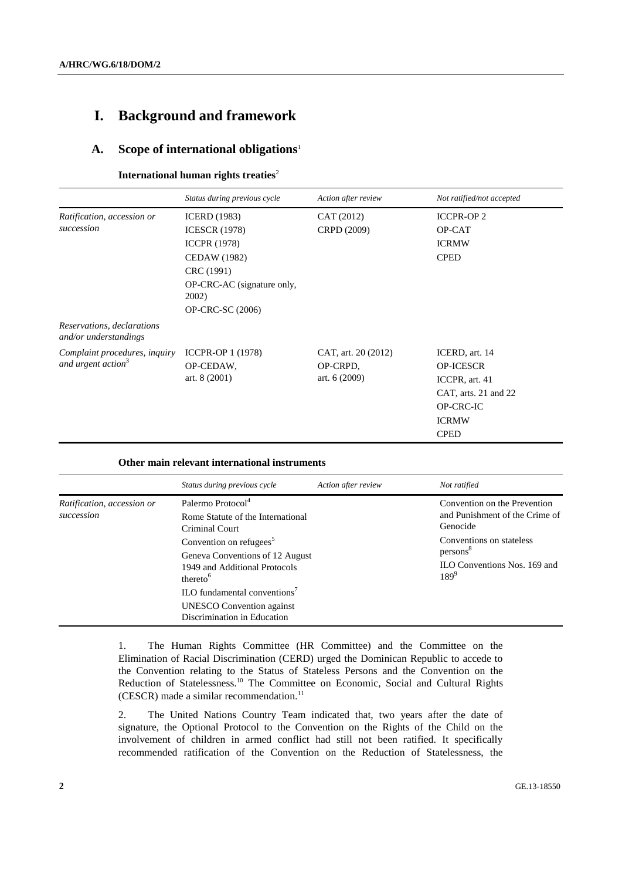# I. Background and framework

## A. Scope of international obligations[1]

**International human rights treaties**[2]

| | *Status during previous cycle* | *Action after review* | *Not ratified/not accepted* |
|---|---|---|---|
| *Ratification, accession or succession* | ICERD (1983)<br>ICESCR (1978)<br>ICCPR (1978)<br>CEDAW (1982)<br>CRC (1991)<br>OP-CRC-AC (signature only, 2002)<br>OP-CRC-SC (2006) | CAT (2012)<br>CRPD (2009) | ICCPR-OP 2<br>OP-CAT<br>ICRMW<br>CPED |
| *Reservations, declarations and/or understandings* | | | |
| *Complaint procedures, inquiry and urgent action*[3] | ICCPR-OP 1 (1978)<br>OP-CEDAW, art. 8 (2001) | CAT, art. 20 (2012)<br>OP-CRPD, art. 6 (2009) | ICERD, art. 14<br>OP-ICESCR<br>ICCPR, art. 41<br>CAT, arts. 21 and 22<br>OP-CRC-IC<br>ICRMW<br>CPED |

**Other main relevant international instruments**

| | *Status during previous cycle* | *Action after review* | *Not ratified* |
|---|---|---|---|
| *Ratification, accession or succession* | Palermo Protocol[4]<br>Rome Statute of the International Criminal Court<br>Convention on refugees[5]<br>Geneva Conventions of 12 August 1949 and Additional Protocols thereto[6]<br>ILO fundamental conventions[7]<br>UNESCO Convention against Discrimination in Education | | Convention on the Prevention and Punishment of the Crime of Genocide<br>Conventions on stateless persons[8]<br>ILO Conventions Nos. 169 and 189[9] |

1. The Human Rights Committee (HR Committee) and the Committee on the Elimination of Racial Discrimination (CERD) urged the Dominican Republic to accede to the Convention relating to the Status of Stateless Persons and the Convention on the Reduction of Statelessness.[10] The Committee on Economic, Social and Cultural Rights (CESCR) made a similar recommendation.[11]

2. The United Nations Country Team indicated that, two years after the date of signature, the Optional Protocol to the Convention on the Rights of the Child on the involvement of children in armed conflict had still not been ratified. It specifically recommended ratification of the Convention on the Reduction of Statelessness, the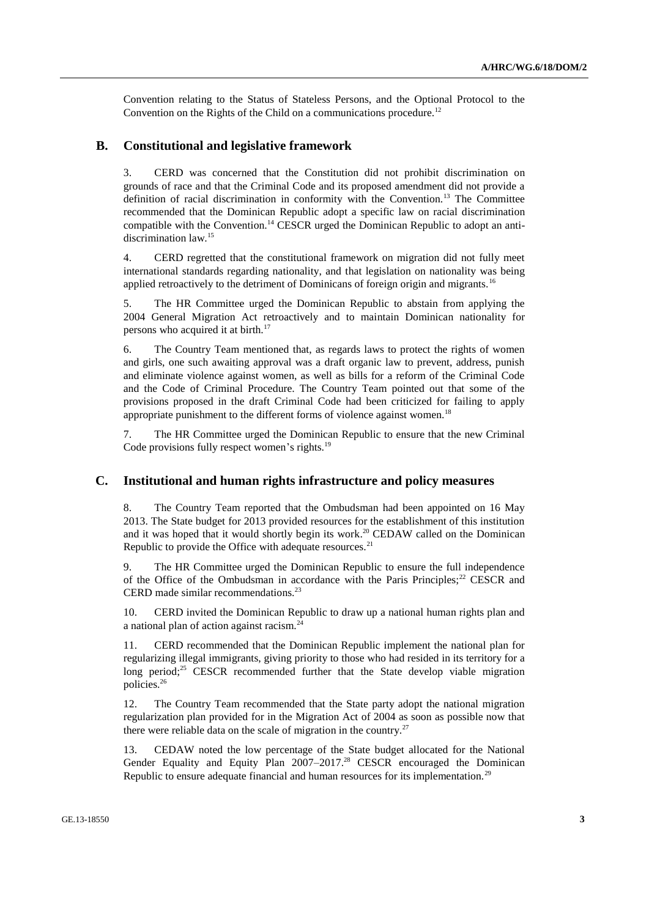Convention relating to the Status of Stateless Persons, and the Optional Protocol to the Convention on the Rights of the Child on a communications procedure.[12]

## B. Constitutional and legislative framework

3. CERD was concerned that the Constitution did not prohibit discrimination on grounds of race and that the Criminal Code and its proposed amendment did not provide a definition of racial discrimination in conformity with the Convention.[13] The Committee recommended that the Dominican Republic adopt a specific law on racial discrimination compatible with the Convention.[14] CESCR urged the Dominican Republic to adopt an anti-discrimination law.[15]

4. CERD regretted that the constitutional framework on migration did not fully meet international standards regarding nationality, and that legislation on nationality was being applied retroactively to the detriment of Dominicans of foreign origin and migrants.[16]

5. The HR Committee urged the Dominican Republic to abstain from applying the 2004 General Migration Act retroactively and to maintain Dominican nationality for persons who acquired it at birth.[17]

6. The Country Team mentioned that, as regards laws to protect the rights of women and girls, one such awaiting approval was a draft organic law to prevent, address, punish and eliminate violence against women, as well as bills for a reform of the Criminal Code and the Code of Criminal Procedure. The Country Team pointed out that some of the provisions proposed in the draft Criminal Code had been criticized for failing to apply appropriate punishment to the different forms of violence against women.[18]

7. The HR Committee urged the Dominican Republic to ensure that the new Criminal Code provisions fully respect women's rights.[19]

## C. Institutional and human rights infrastructure and policy measures

8. The Country Team reported that the Ombudsman had been appointed on 16 May 2013. The State budget for 2013 provided resources for the establishment of this institution and it was hoped that it would shortly begin its work.[20] CEDAW called on the Dominican Republic to provide the Office with adequate resources.[21]

9. The HR Committee urged the Dominican Republic to ensure the full independence of the Office of the Ombudsman in accordance with the Paris Principles;[22] CESCR and CERD made similar recommendations.[23]

10. CERD invited the Dominican Republic to draw up a national human rights plan and a national plan of action against racism.[24]

11. CERD recommended that the Dominican Republic implement the national plan for regularizing illegal immigrants, giving priority to those who had resided in its territory for a long period;[25] CESCR recommended further that the State develop viable migration policies.[26]

12. The Country Team recommended that the State party adopt the national migration regularization plan provided for in the Migration Act of 2004 as soon as possible now that there were reliable data on the scale of migration in the country.[27]

13. CEDAW noted the low percentage of the State budget allocated for the National Gender Equality and Equity Plan 2007–2017.[28] CESCR encouraged the Dominican Republic to ensure adequate financial and human resources for its implementation.[29]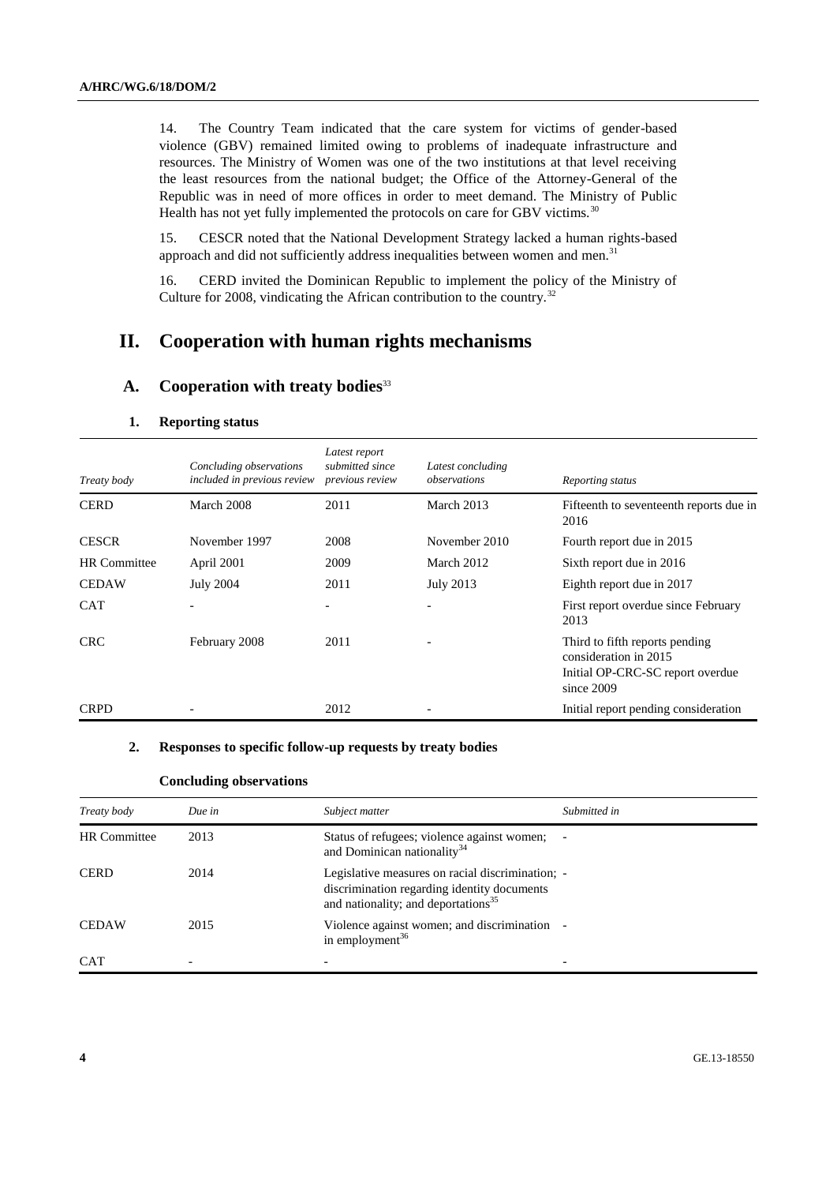14. The Country Team indicated that the care system for victims of gender-based violence (GBV) remained limited owing to problems of inadequate infrastructure and resources. The Ministry of Women was one of the two institutions at that level receiving the least resources from the national budget; the Office of the Attorney-General of the Republic was in need of more offices in order to meet demand. The Ministry of Public Health has not yet fully implemented the protocols on care for GBV victims.[30]

15. CESCR noted that the National Development Strategy lacked a human rights-based approach and did not sufficiently address inequalities between women and men.[31]

16. CERD invited the Dominican Republic to implement the policy of the Ministry of Culture for 2008, vindicating the African contribution to the country.[32]

# II. Cooperation with human rights mechanisms

## A. Cooperation with treaty bodies[33]

### 1. Reporting status

| *Treaty body* | *Concluding observations included in previous review* | *Latest report submitted since previous review* | *Latest concluding observations* | *Reporting status* |
|---|---|---|---|---|
| CERD | March 2008 | 2011 | March 2013 | Fifteenth to seventeenth reports due in 2016 |
| CESCR | November 1997 | 2008 | November 2010 | Fourth report due in 2015 |
| HR Committee | April 2001 | 2009 | March 2012 | Sixth report due in 2016 |
| CEDAW | July 2004 | 2011 | July 2013 | Eighth report due in 2017 |
| CAT | - | - | - | First report overdue since February 2013 |
| CRC | February 2008 | 2011 | - | Third to fifth reports pending consideration in 2015<br>Initial OP-CRC-SC report overdue since 2009 |
| CRPD | - | 2012 | - | Initial report pending consideration |

### 2. Responses to specific follow-up requests by treaty bodies

**Concluding observations**

| *Treaty body* | *Due in* | *Subject matter* | *Submitted in* |
|---|---|---|---|
| HR Committee | 2013 | Status of refugees; violence against women; and Dominican nationality[34] | - |
| CERD | 2014 | Legislative measures on racial discrimination; discrimination regarding identity documents and nationality; and deportations[35] | - |
| CEDAW | 2015 | Violence against women; and discrimination in employment[36] | - |
| CAT | - | - | - |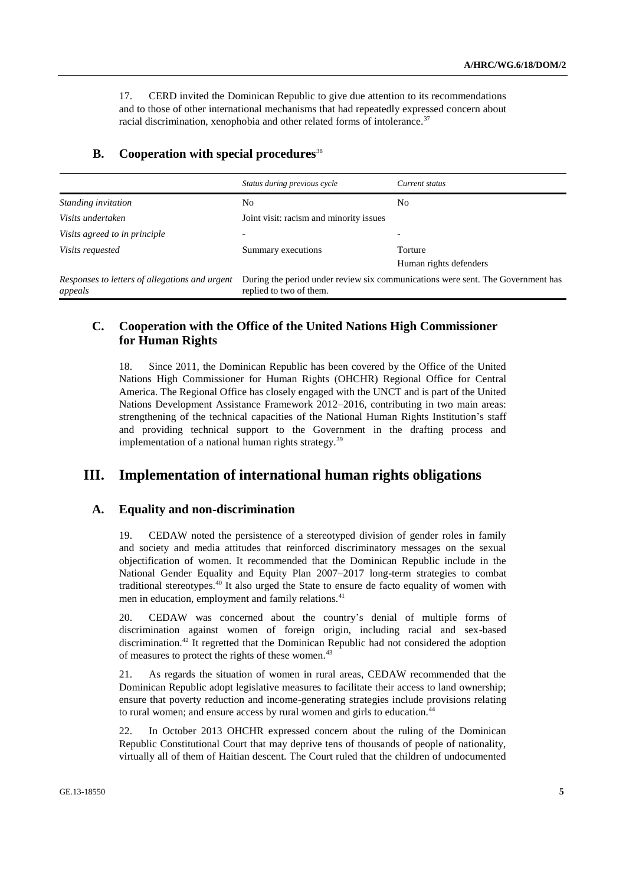17. CERD invited the Dominican Republic to give due attention to its recommendations and to those of other international mechanisms that had repeatedly expressed concern about racial discrimination, xenophobia and other related forms of intolerance.[37]

## B. Cooperation with special procedures[38]

| | *Status during previous cycle* | *Current status* |
|---|---|---|
| *Standing invitation* | No | No |
| *Visits undertaken* | Joint visit: racism and minority issues | |
| *Visits agreed to in principle* | - | - |
| *Visits requested* | Summary executions | Torture<br>Human rights defenders |
| *Responses to letters of allegations and urgent appeals* | During the period under review six communications were sent. The Government has replied to two of them. | |

## C. Cooperation with the Office of the United Nations High Commissioner for Human Rights

18. Since 2011, the Dominican Republic has been covered by the Office of the United Nations High Commissioner for Human Rights (OHCHR) Regional Office for Central America. The Regional Office has closely engaged with the UNCT and is part of the United Nations Development Assistance Framework 2012–2016, contributing in two main areas: strengthening of the technical capacities of the National Human Rights Institution's staff and providing technical support to the Government in the drafting process and implementation of a national human rights strategy.[39]

# III. Implementation of international human rights obligations

## A. Equality and non-discrimination

19. CEDAW noted the persistence of a stereotyped division of gender roles in family and society and media attitudes that reinforced discriminatory messages on the sexual objectification of women. It recommended that the Dominican Republic include in the National Gender Equality and Equity Plan 2007–2017 long-term strategies to combat traditional stereotypes.[40] It also urged the State to ensure de facto equality of women with men in education, employment and family relations.[41]

20. CEDAW was concerned about the country's denial of multiple forms of discrimination against women of foreign origin, including racial and sex-based discrimination.[42] It regretted that the Dominican Republic had not considered the adoption of measures to protect the rights of these women.[43]

21. As regards the situation of women in rural areas, CEDAW recommended that the Dominican Republic adopt legislative measures to facilitate their access to land ownership; ensure that poverty reduction and income-generating strategies include provisions relating to rural women; and ensure access by rural women and girls to education.[44]

22. In October 2013 OHCHR expressed concern about the ruling of the Dominican Republic Constitutional Court that may deprive tens of thousands of people of nationality, virtually all of them of Haitian descent. The Court ruled that the children of undocumented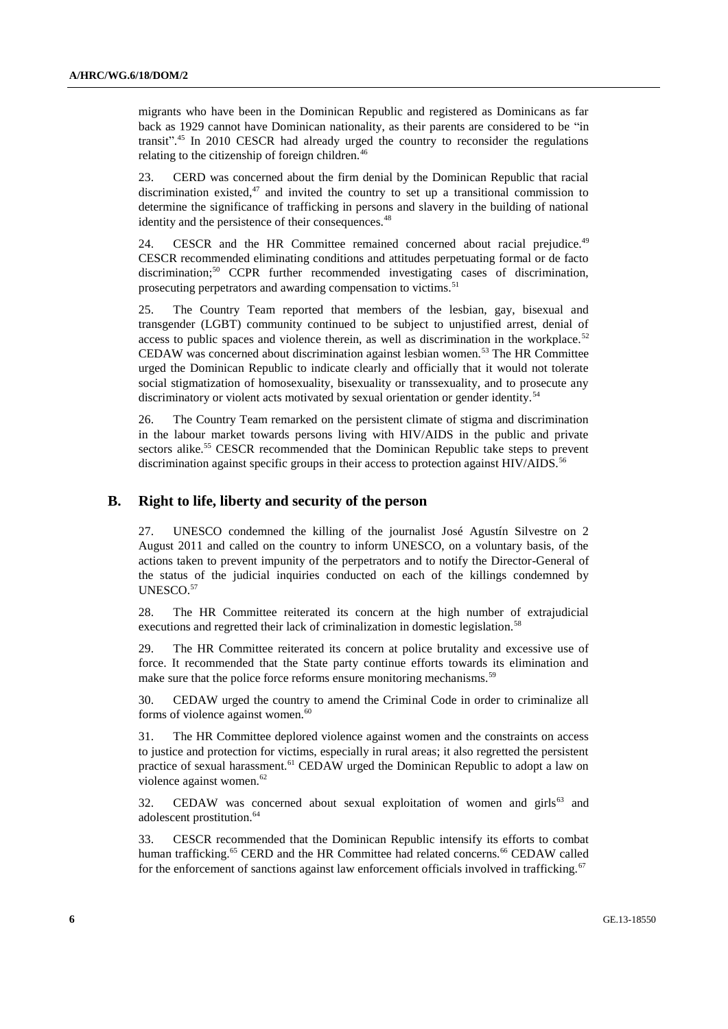migrants who have been in the Dominican Republic and registered as Dominicans as far back as 1929 cannot have Dominican nationality, as their parents are considered to be "in transit".[45] In 2010 CESCR had already urged the country to reconsider the regulations relating to the citizenship of foreign children.[46]

23. CERD was concerned about the firm denial by the Dominican Republic that racial discrimination existed,[47] and invited the country to set up a transitional commission to determine the significance of trafficking in persons and slavery in the building of national identity and the persistence of their consequences.[48]

24. CESCR and the HR Committee remained concerned about racial prejudice.[49] CESCR recommended eliminating conditions and attitudes perpetuating formal or de facto discrimination;[50] CCPR further recommended investigating cases of discrimination, prosecuting perpetrators and awarding compensation to victims.[51]

25. The Country Team reported that members of the lesbian, gay, bisexual and transgender (LGBT) community continued to be subject to unjustified arrest, denial of access to public spaces and violence therein, as well as discrimination in the workplace.[52] CEDAW was concerned about discrimination against lesbian women.[53] The HR Committee urged the Dominican Republic to indicate clearly and officially that it would not tolerate social stigmatization of homosexuality, bisexuality or transsexuality, and to prosecute any discriminatory or violent acts motivated by sexual orientation or gender identity.[54]

26. The Country Team remarked on the persistent climate of stigma and discrimination in the labour market towards persons living with HIV/AIDS in the public and private sectors alike.[55] CESCR recommended that the Dominican Republic take steps to prevent discrimination against specific groups in their access to protection against HIV/AIDS.[56]

## B. Right to life, liberty and security of the person

27. UNESCO condemned the killing of the journalist José Agustín Silvestre on 2 August 2011 and called on the country to inform UNESCO, on a voluntary basis, of the actions taken to prevent impunity of the perpetrators and to notify the Director-General of the status of the judicial inquiries conducted on each of the killings condemned by UNESCO.[57]

28. The HR Committee reiterated its concern at the high number of extrajudicial executions and regretted their lack of criminalization in domestic legislation.[58]

29. The HR Committee reiterated its concern at police brutality and excessive use of force. It recommended that the State party continue efforts towards its elimination and make sure that the police force reforms ensure monitoring mechanisms.[59]

30. CEDAW urged the country to amend the Criminal Code in order to criminalize all forms of violence against women.[60]

31. The HR Committee deplored violence against women and the constraints on access to justice and protection for victims, especially in rural areas; it also regretted the persistent practice of sexual harassment.[61] CEDAW urged the Dominican Republic to adopt a law on violence against women.[62]

32. CEDAW was concerned about sexual exploitation of women and girls[63] and adolescent prostitution.[64]

33. CESCR recommended that the Dominican Republic intensify its efforts to combat human trafficking.[65] CERD and the HR Committee had related concerns.[66] CEDAW called for the enforcement of sanctions against law enforcement officials involved in trafficking.[67]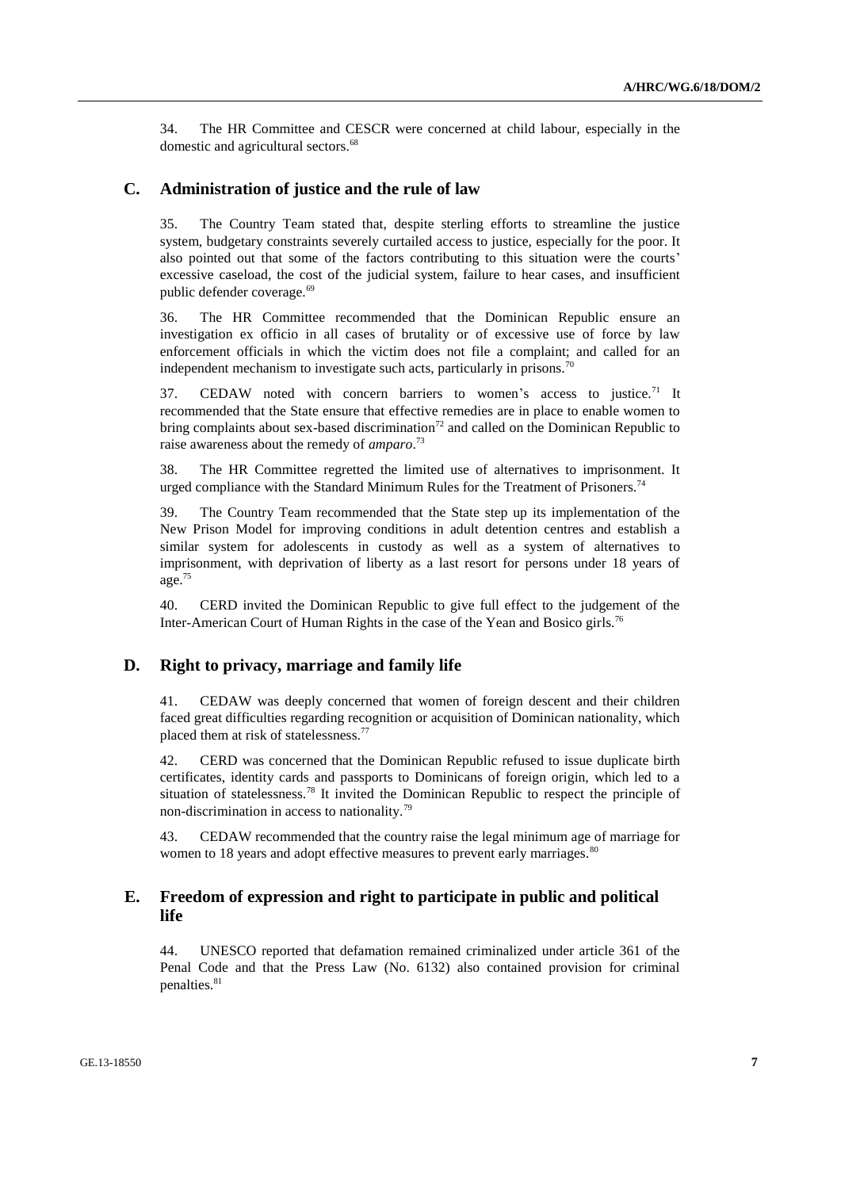34. The HR Committee and CESCR were concerned at child labour, especially in the domestic and agricultural sectors.[68]

## C. Administration of justice and the rule of law

35. The Country Team stated that, despite sterling efforts to streamline the justice system, budgetary constraints severely curtailed access to justice, especially for the poor. It also pointed out that some of the factors contributing to this situation were the courts' excessive caseload, the cost of the judicial system, failure to hear cases, and insufficient public defender coverage.[69]

36. The HR Committee recommended that the Dominican Republic ensure an investigation ex officio in all cases of brutality or of excessive use of force by law enforcement officials in which the victim does not file a complaint; and called for an independent mechanism to investigate such acts, particularly in prisons.[70]

37. CEDAW noted with concern barriers to women's access to justice.[71] It recommended that the State ensure that effective remedies are in place to enable women to bring complaints about sex-based discrimination[72] and called on the Dominican Republic to raise awareness about the remedy of *amparo*.[73]

38. The HR Committee regretted the limited use of alternatives to imprisonment. It urged compliance with the Standard Minimum Rules for the Treatment of Prisoners.[74]

39. The Country Team recommended that the State step up its implementation of the New Prison Model for improving conditions in adult detention centres and establish a similar system for adolescents in custody as well as a system of alternatives to imprisonment, with deprivation of liberty as a last resort for persons under 18 years of age.[75]

40. CERD invited the Dominican Republic to give full effect to the judgement of the Inter-American Court of Human Rights in the case of the Yean and Bosico girls.[76]

## D. Right to privacy, marriage and family life

41. CEDAW was deeply concerned that women of foreign descent and their children faced great difficulties regarding recognition or acquisition of Dominican nationality, which placed them at risk of statelessness.[77]

42. CERD was concerned that the Dominican Republic refused to issue duplicate birth certificates, identity cards and passports to Dominicans of foreign origin, which led to a situation of statelessness.[78] It invited the Dominican Republic to respect the principle of non-discrimination in access to nationality.[79]

43. CEDAW recommended that the country raise the legal minimum age of marriage for women to 18 years and adopt effective measures to prevent early marriages.[80]

## E. Freedom of expression and right to participate in public and political life

44. UNESCO reported that defamation remained criminalized under article 361 of the Penal Code and that the Press Law (No. 6132) also contained provision for criminal penalties.[81]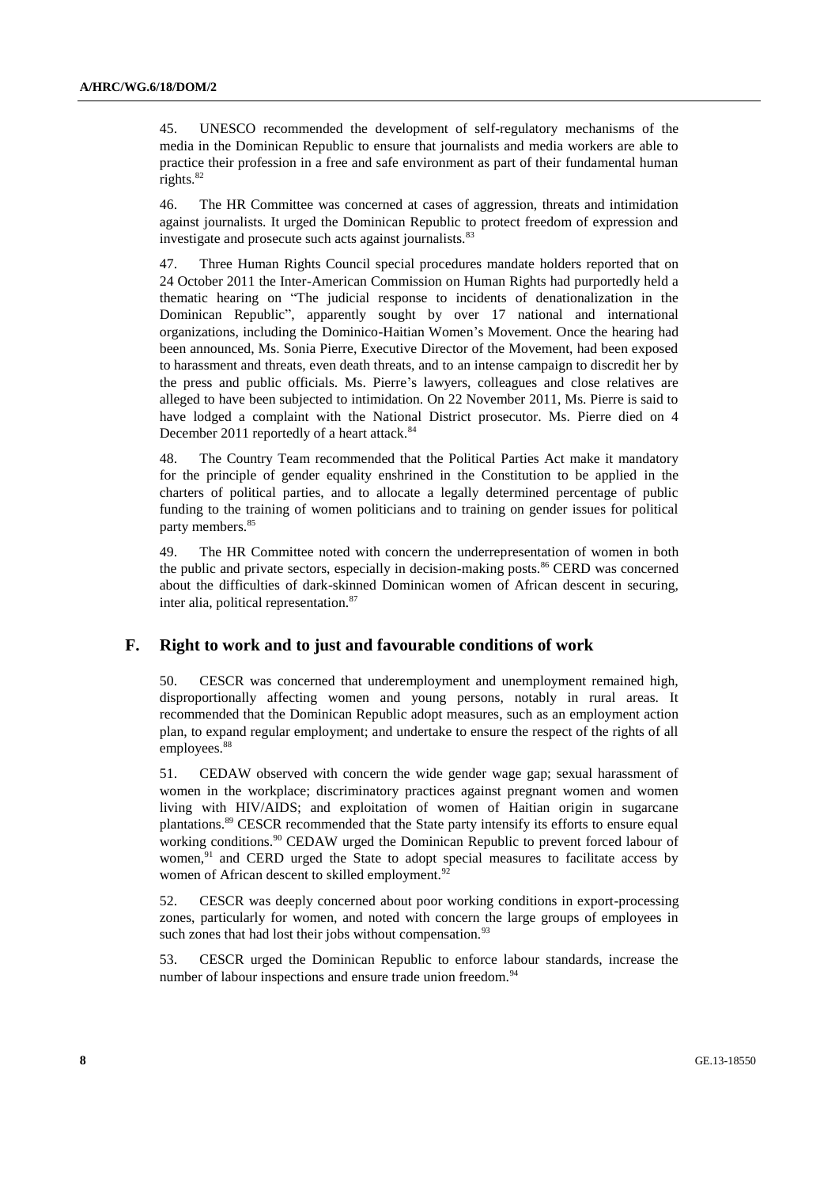45. UNESCO recommended the development of self-regulatory mechanisms of the media in the Dominican Republic to ensure that journalists and media workers are able to practice their profession in a free and safe environment as part of their fundamental human rights.[82]

46. The HR Committee was concerned at cases of aggression, threats and intimidation against journalists. It urged the Dominican Republic to protect freedom of expression and investigate and prosecute such acts against journalists.[83]

47. Three Human Rights Council special procedures mandate holders reported that on 24 October 2011 the Inter-American Commission on Human Rights had purportedly held a thematic hearing on "The judicial response to incidents of denationalization in the Dominican Republic", apparently sought by over 17 national and international organizations, including the Dominico-Haitian Women's Movement. Once the hearing had been announced, Ms. Sonia Pierre, Executive Director of the Movement, had been exposed to harassment and threats, even death threats, and to an intense campaign to discredit her by the press and public officials. Ms. Pierre's lawyers, colleagues and close relatives are alleged to have been subjected to intimidation. On 22 November 2011, Ms. Pierre is said to have lodged a complaint with the National District prosecutor. Ms. Pierre died on 4 December 2011 reportedly of a heart attack.[84]

48. The Country Team recommended that the Political Parties Act make it mandatory for the principle of gender equality enshrined in the Constitution to be applied in the charters of political parties, and to allocate a legally determined percentage of public funding to the training of women politicians and to training on gender issues for political party members.[85]

49. The HR Committee noted with concern the underrepresentation of women in both the public and private sectors, especially in decision-making posts.[86] CERD was concerned about the difficulties of dark-skinned Dominican women of African descent in securing, inter alia, political representation.[87]

## F. Right to work and to just and favourable conditions of work

50. CESCR was concerned that underemployment and unemployment remained high, disproportionally affecting women and young persons, notably in rural areas. It recommended that the Dominican Republic adopt measures, such as an employment action plan, to expand regular employment; and undertake to ensure the respect of the rights of all employees.[88]

51. CEDAW observed with concern the wide gender wage gap; sexual harassment of women in the workplace; discriminatory practices against pregnant women and women living with HIV/AIDS; and exploitation of women of Haitian origin in sugarcane plantations.[89] CESCR recommended that the State party intensify its efforts to ensure equal working conditions.[90] CEDAW urged the Dominican Republic to prevent forced labour of women,[91] and CERD urged the State to adopt special measures to facilitate access by women of African descent to skilled employment.[92]

52. CESCR was deeply concerned about poor working conditions in export-processing zones, particularly for women, and noted with concern the large groups of employees in such zones that had lost their jobs without compensation.[93]

53. CESCR urged the Dominican Republic to enforce labour standards, increase the number of labour inspections and ensure trade union freedom.[94]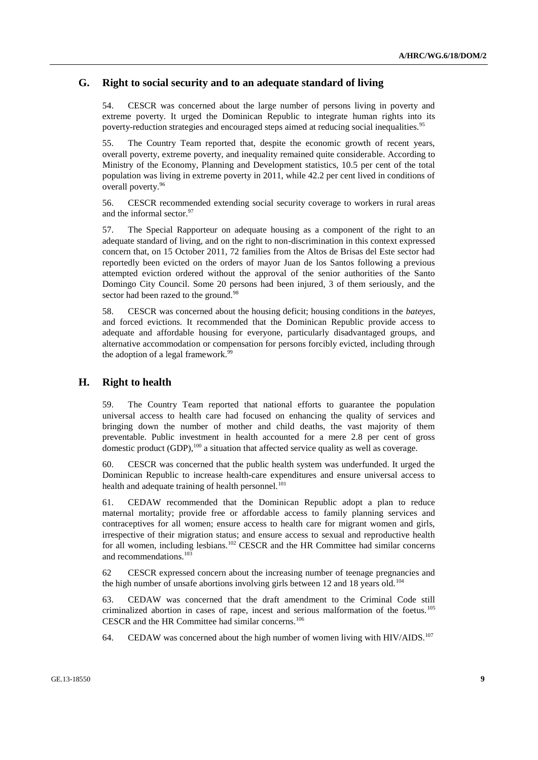## G. Right to social security and to an adequate standard of living

54. CESCR was concerned about the large number of persons living in poverty and extreme poverty. It urged the Dominican Republic to integrate human rights into its poverty-reduction strategies and encouraged steps aimed at reducing social inequalities.[95]

55. The Country Team reported that, despite the economic growth of recent years, overall poverty, extreme poverty, and inequality remained quite considerable. According to Ministry of the Economy, Planning and Development statistics, 10.5 per cent of the total population was living in extreme poverty in 2011, while 42.2 per cent lived in conditions of overall poverty.[96]

56. CESCR recommended extending social security coverage to workers in rural areas and the informal sector.[97]

57. The Special Rapporteur on adequate housing as a component of the right to an adequate standard of living, and on the right to non-discrimination in this context expressed concern that, on 15 October 2011, 72 families from the Altos de Brisas del Este sector had reportedly been evicted on the orders of mayor Juan de los Santos following a previous attempted eviction ordered without the approval of the senior authorities of the Santo Domingo City Council. Some 20 persons had been injured, 3 of them seriously, and the sector had been razed to the ground.[98]

58. CESCR was concerned about the housing deficit; housing conditions in the *bateyes*, and forced evictions. It recommended that the Dominican Republic provide access to adequate and affordable housing for everyone, particularly disadvantaged groups, and alternative accommodation or compensation for persons forcibly evicted, including through the adoption of a legal framework.[99]

## H. Right to health

59. The Country Team reported that national efforts to guarantee the population universal access to health care had focused on enhancing the quality of services and bringing down the number of mother and child deaths, the vast majority of them preventable. Public investment in health accounted for a mere 2.8 per cent of gross domestic product (GDP),[100] a situation that affected service quality as well as coverage.

60. CESCR was concerned that the public health system was underfunded. It urged the Dominican Republic to increase health-care expenditures and ensure universal access to health and adequate training of health personnel.[101]

61. CEDAW recommended that the Dominican Republic adopt a plan to reduce maternal mortality; provide free or affordable access to family planning services and contraceptives for all women; ensure access to health care for migrant women and girls, irrespective of their migration status; and ensure access to sexual and reproductive health for all women, including lesbians.[102] CESCR and the HR Committee had similar concerns and recommendations.[103]

62 CESCR expressed concern about the increasing number of teenage pregnancies and the high number of unsafe abortions involving girls between 12 and 18 years old.[104]

63. CEDAW was concerned that the draft amendment to the Criminal Code still criminalized abortion in cases of rape, incest and serious malformation of the foetus.[105] CESCR and the HR Committee had similar concerns.[106]

64. CEDAW was concerned about the high number of women living with HIV/AIDS.[107]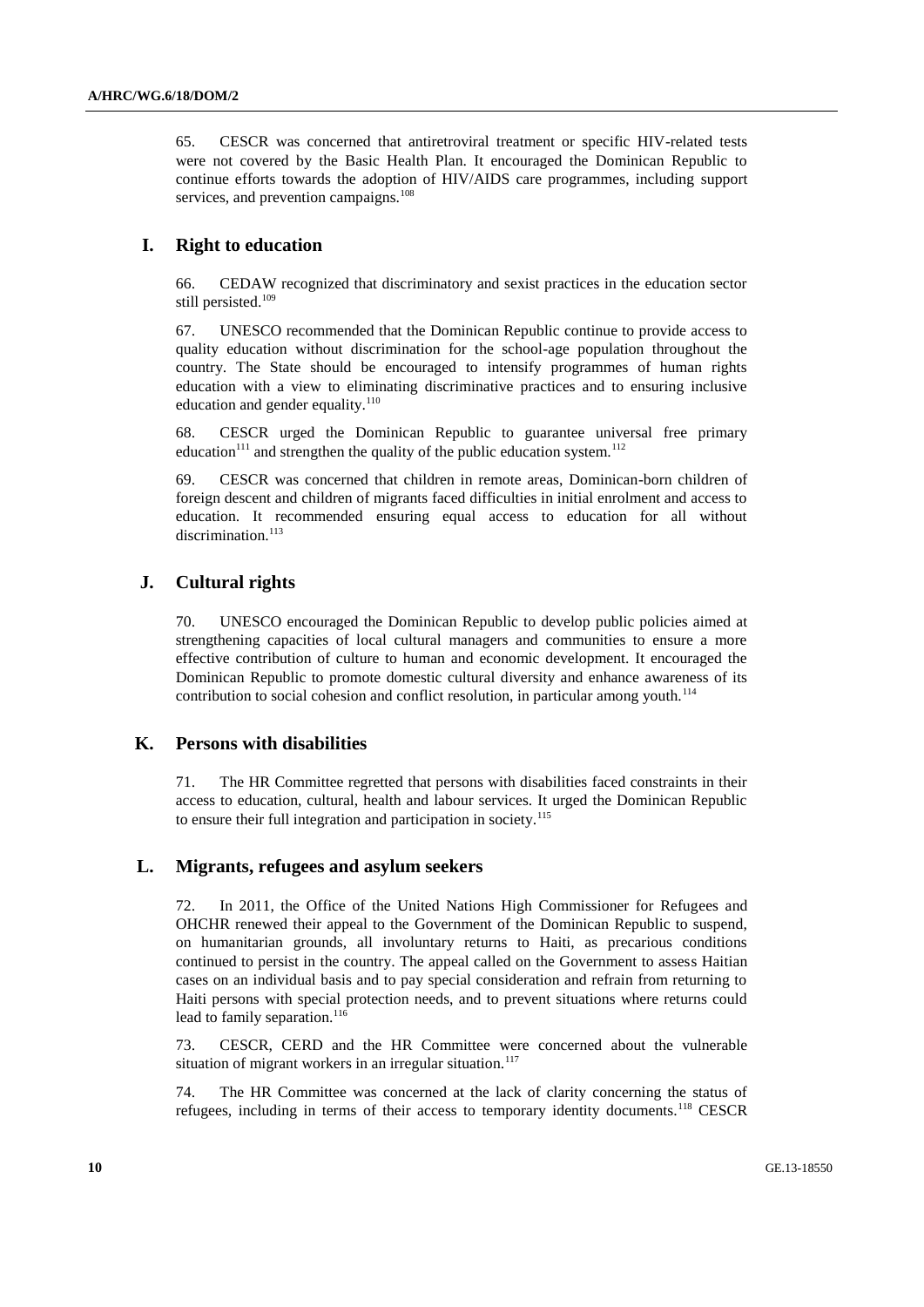65. CESCR was concerned that antiretroviral treatment or specific HIV-related tests were not covered by the Basic Health Plan. It encouraged the Dominican Republic to continue efforts towards the adoption of HIV/AIDS care programmes, including support services, and prevention campaigns.[108]

## I. Right to education

66. CEDAW recognized that discriminatory and sexist practices in the education sector still persisted.[109]

67. UNESCO recommended that the Dominican Republic continue to provide access to quality education without discrimination for the school-age population throughout the country. The State should be encouraged to intensify programmes of human rights education with a view to eliminating discriminative practices and to ensuring inclusive education and gender equality.[110]

68. CESCR urged the Dominican Republic to guarantee universal free primary education[111] and strengthen the quality of the public education system.[112]

69. CESCR was concerned that children in remote areas, Dominican-born children of foreign descent and children of migrants faced difficulties in initial enrolment and access to education. It recommended ensuring equal access to education for all without discrimination.[113]

## J. Cultural rights

70. UNESCO encouraged the Dominican Republic to develop public policies aimed at strengthening capacities of local cultural managers and communities to ensure a more effective contribution of culture to human and economic development. It encouraged the Dominican Republic to promote domestic cultural diversity and enhance awareness of its contribution to social cohesion and conflict resolution, in particular among youth.[114]

## K. Persons with disabilities

71. The HR Committee regretted that persons with disabilities faced constraints in their access to education, cultural, health and labour services. It urged the Dominican Republic to ensure their full integration and participation in society.[115]

## L. Migrants, refugees and asylum seekers

72. In 2011, the Office of the United Nations High Commissioner for Refugees and OHCHR renewed their appeal to the Government of the Dominican Republic to suspend, on humanitarian grounds, all involuntary returns to Haiti, as precarious conditions continued to persist in the country. The appeal called on the Government to assess Haitian cases on an individual basis and to pay special consideration and refrain from returning to Haiti persons with special protection needs, and to prevent situations where returns could lead to family separation.[116]

73. CESCR, CERD and the HR Committee were concerned about the vulnerable situation of migrant workers in an irregular situation.[117]

74. The HR Committee was concerned at the lack of clarity concerning the status of refugees, including in terms of their access to temporary identity documents.[118] CESCR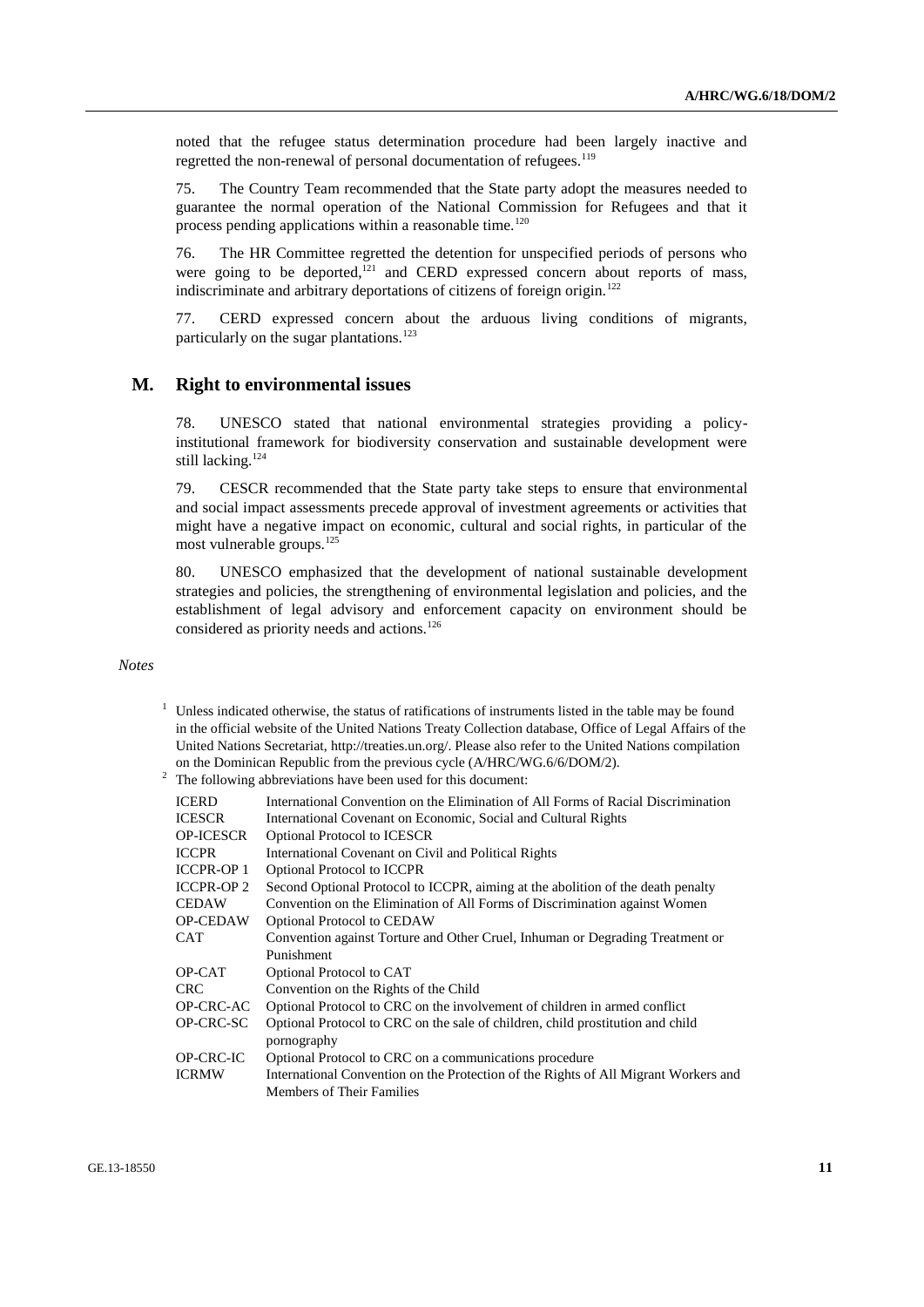noted that the refugee status determination procedure had been largely inactive and regretted the non-renewal of personal documentation of refugees.[119]

75. The Country Team recommended that the State party adopt the measures needed to guarantee the normal operation of the National Commission for Refugees and that it process pending applications within a reasonable time.[120]

76. The HR Committee regretted the detention for unspecified periods of persons who were going to be deported,[121] and CERD expressed concern about reports of mass, indiscriminate and arbitrary deportations of citizens of foreign origin.[122]

77. CERD expressed concern about the arduous living conditions of migrants, particularly on the sugar plantations.[123]

## M. Right to environmental issues

78. UNESCO stated that national environmental strategies providing a policy-institutional framework for biodiversity conservation and sustainable development were still lacking.[124]

79. CESCR recommended that the State party take steps to ensure that environmental and social impact assessments precede approval of investment agreements or activities that might have a negative impact on economic, cultural and social rights, in particular of the most vulnerable groups.[125]

80. UNESCO emphasized that the development of national sustainable development strategies and policies, the strengthening of environmental legislation and policies, and the establishment of legal advisory and enforcement capacity on environment should be considered as priority needs and actions.[126]

*Notes*

[1] Unless indicated otherwise, the status of ratifications of instruments listed in the table may be found in the official website of the United Nations Treaty Collection database, Office of Legal Affairs of the United Nations Secretariat, http://treaties.un.org/. Please also refer to the United Nations compilation on the Dominican Republic from the previous cycle (A/HRC/WG.6/6/DOM/2).

[2] The following abbreviations have been used for this document:

| | |
|---|---|
| ICERD | International Convention on the Elimination of All Forms of Racial Discrimination |
| ICESCR | International Covenant on Economic, Social and Cultural Rights |
| OP-ICESCR | Optional Protocol to ICESCR |
| ICCPR | International Covenant on Civil and Political Rights |
| ICCPR-OP 1 | Optional Protocol to ICCPR |
| ICCPR-OP 2 | Second Optional Protocol to ICCPR, aiming at the abolition of the death penalty |
| CEDAW | Convention on the Elimination of All Forms of Discrimination against Women |
| OP-CEDAW | Optional Protocol to CEDAW |
| CAT | Convention against Torture and Other Cruel, Inhuman or Degrading Treatment or Punishment |
| OP-CAT | Optional Protocol to CAT |
| CRC | Convention on the Rights of the Child |
| OP-CRC-AC | Optional Protocol to CRC on the involvement of children in armed conflict |
| OP-CRC-SC | Optional Protocol to CRC on the sale of children, child prostitution and child pornography |
| OP-CRC-IC | Optional Protocol to CRC on a communications procedure |
| ICRMW | International Convention on the Protection of the Rights of All Migrant Workers and Members of Their Families |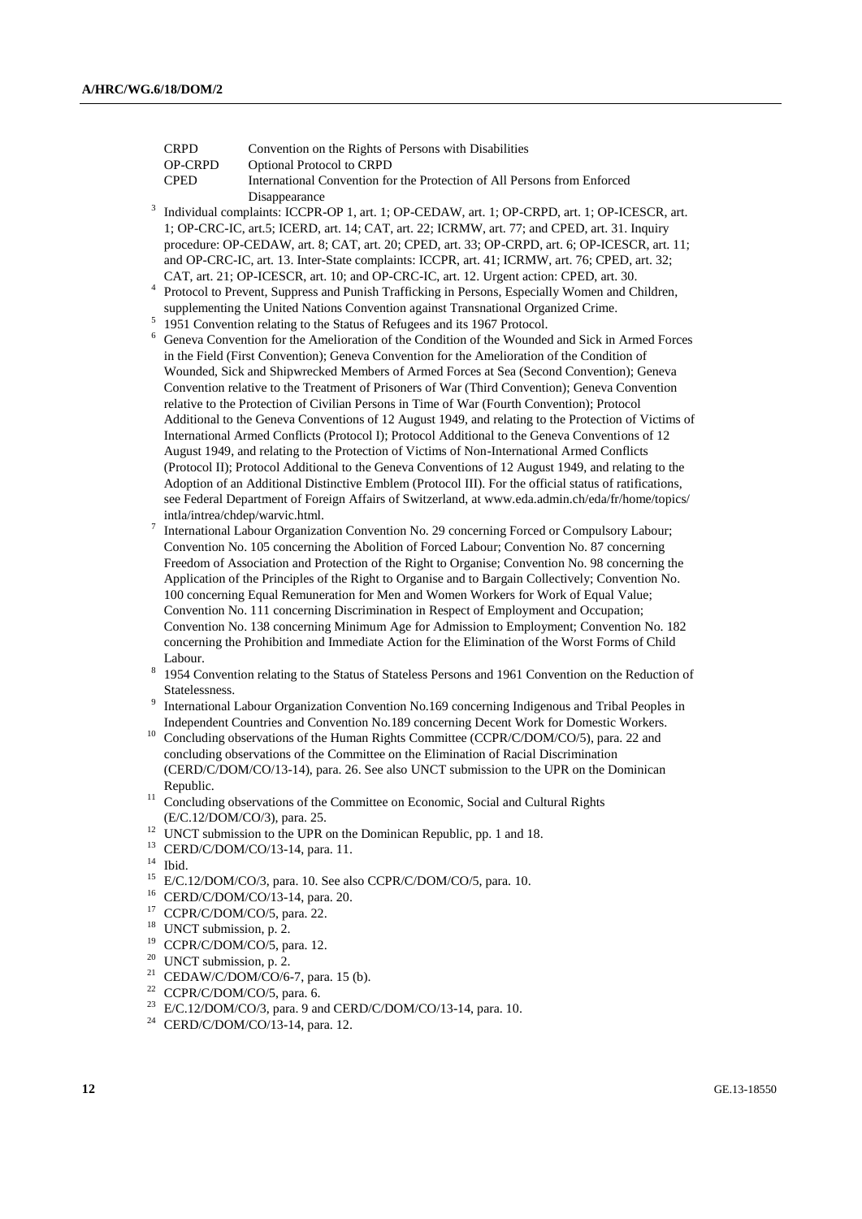| | |
|---|---|
| CRPD | Convention on the Rights of Persons with Disabilities |
| OP-CRPD | Optional Protocol to CRPD |
| CPED | International Convention for the Protection of All Persons from Enforced Disappearance |

[3] Individual complaints: ICCPR-OP 1, art. 1; OP-CEDAW, art. 1; OP-CRPD, art. 1; OP-ICESCR, art. 1; OP-CRC-IC, art.5; ICERD, art. 14; CAT, art. 22; ICRMW, art. 77; and CPED, art. 31. Inquiry procedure: OP-CEDAW, art. 8; CAT, art. 20; CPED, art. 33; OP-CRPD, art. 6; OP-ICESCR, art. 11; and OP-CRC-IC, art. 13. Inter-State complaints: ICCPR, art. 41; ICRMW, art. 76; CPED, art. 32; CAT, art. 21; OP-ICESCR, art. 10; and OP-CRC-IC, art. 12. Urgent action: CPED, art. 30.

[4] Protocol to Prevent, Suppress and Punish Trafficking in Persons, Especially Women and Children, supplementing the United Nations Convention against Transnational Organized Crime.

[5] 1951 Convention relating to the Status of Refugees and its 1967 Protocol.

[6] Geneva Convention for the Amelioration of the Condition of the Wounded and Sick in Armed Forces in the Field (First Convention); Geneva Convention for the Amelioration of the Condition of Wounded, Sick and Shipwrecked Members of Armed Forces at Sea (Second Convention); Geneva Convention relative to the Treatment of Prisoners of War (Third Convention); Geneva Convention relative to the Protection of Civilian Persons in Time of War (Fourth Convention); Protocol Additional to the Geneva Conventions of 12 August 1949, and relating to the Protection of Victims of International Armed Conflicts (Protocol I); Protocol Additional to the Geneva Conventions of 12 August 1949, and relating to the Protection of Victims of Non-International Armed Conflicts (Protocol II); Protocol Additional to the Geneva Conventions of 12 August 1949, and relating to the Adoption of an Additional Distinctive Emblem (Protocol III). For the official status of ratifications, see Federal Department of Foreign Affairs of Switzerland, at www.eda.admin.ch/eda/fr/home/topics/intla/intrea/chdep/warvic.html.

[7] International Labour Organization Convention No. 29 concerning Forced or Compulsory Labour; Convention No. 105 concerning the Abolition of Forced Labour; Convention No. 87 concerning Freedom of Association and Protection of the Right to Organise; Convention No. 98 concerning the Application of the Principles of the Right to Organise and to Bargain Collectively; Convention No. 100 concerning Equal Remuneration for Men and Women Workers for Work of Equal Value; Convention No. 111 concerning Discrimination in Respect of Employment and Occupation; Convention No. 138 concerning Minimum Age for Admission to Employment; Convention No. 182 concerning the Prohibition and Immediate Action for the Elimination of the Worst Forms of Child Labour.

[8] 1954 Convention relating to the Status of Stateless Persons and 1961 Convention on the Reduction of Statelessness.

[9] International Labour Organization Convention No.169 concerning Indigenous and Tribal Peoples in Independent Countries and Convention No.189 concerning Decent Work for Domestic Workers.

[10] Concluding observations of the Human Rights Committee (CCPR/C/DOM/CO/5), para. 22 and concluding observations of the Committee on the Elimination of Racial Discrimination (CERD/C/DOM/CO/13-14), para. 26. See also UNCT submission to the UPR on the Dominican Republic.

[11] Concluding observations of the Committee on Economic, Social and Cultural Rights (E/C.12/DOM/CO/3), para. 25.

[12] UNCT submission to the UPR on the Dominican Republic, pp. 1 and 18.

[13] CERD/C/DOM/CO/13-14, para. 11.

[14] Ibid.

[15] E/C.12/DOM/CO/3, para. 10. See also CCPR/C/DOM/CO/5, para. 10.

[16] CERD/C/DOM/CO/13-14, para. 20.

[17] CCPR/C/DOM/CO/5, para. 22.

[18] UNCT submission, p. 2.

[19] CCPR/C/DOM/CO/5, para. 12.

[20] UNCT submission, p. 2.

[21] CEDAW/C/DOM/CO/6-7, para. 15 (b).

[22] CCPR/C/DOM/CO/5, para. 6.

[23] E/C.12/DOM/CO/3, para. 9 and CERD/C/DOM/CO/13-14, para. 10.

[24] CERD/C/DOM/CO/13-14, para. 12.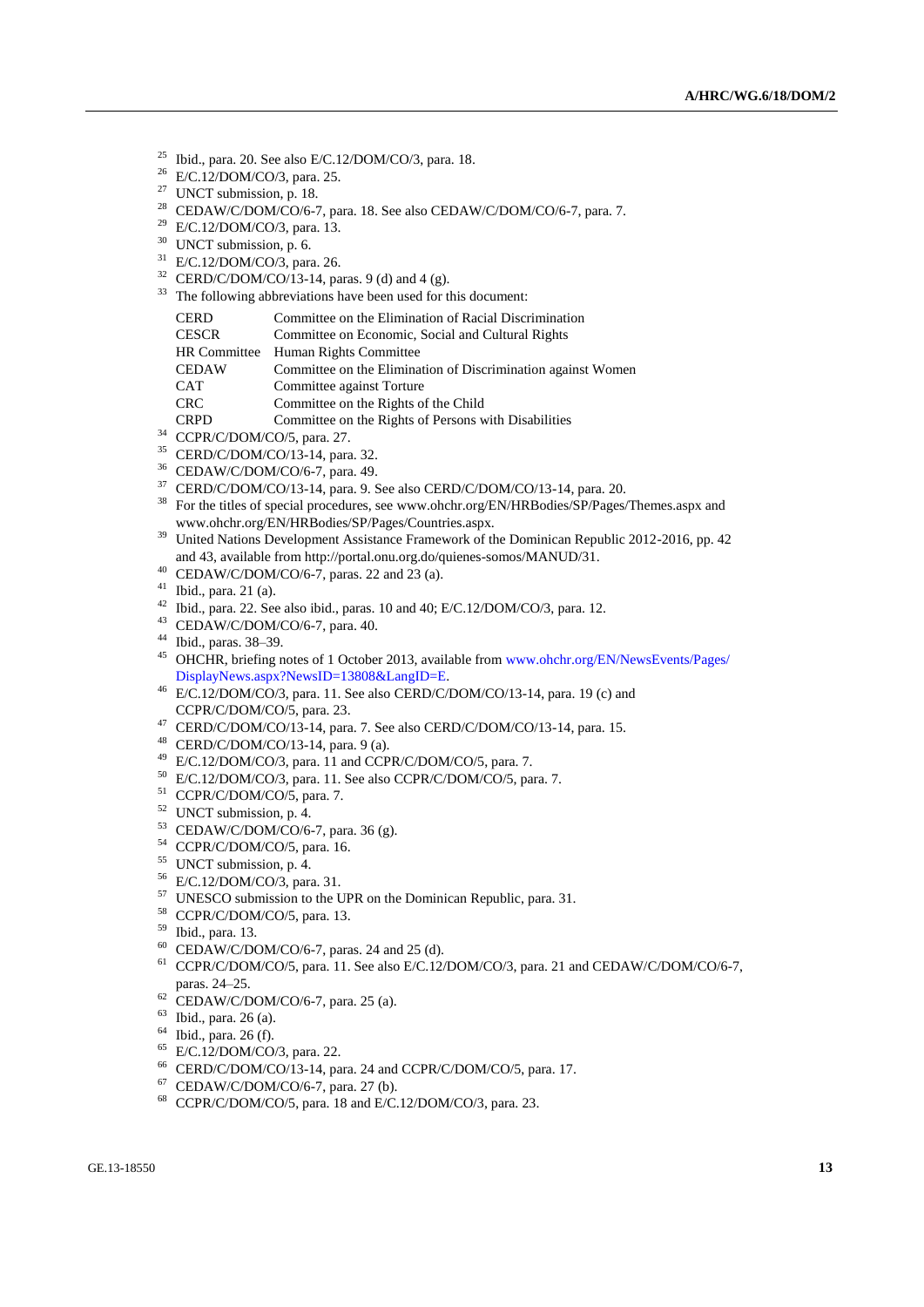[25] Ibid., para. 20. See also E/C.12/DOM/CO/3, para. 18.

[26] E/C.12/DOM/CO/3, para. 25.

[27] UNCT submission, p. 18.

[28] CEDAW/C/DOM/CO/6-7, para. 18. See also CEDAW/C/DOM/CO/6-7, para. 7.

[29] E/C.12/DOM/CO/3, para. 13.

[30] UNCT submission, p. 6.

[31] E/C.12/DOM/CO/3, para. 26.

[32] CERD/C/DOM/CO/13-14, paras. 9 (d) and 4 (g).

[33] The following abbreviations have been used for this document:

| | |
|---|---|
| CERD | Committee on the Elimination of Racial Discrimination |
| CESCR | Committee on Economic, Social and Cultural Rights |
| HR Committee | Human Rights Committee |
| CEDAW | Committee on the Elimination of Discrimination against Women |
| CAT | Committee against Torture |
| CRC | Committee on the Rights of the Child |
| CRPD | Committee on the Rights of Persons with Disabilities |

[34] CCPR/C/DOM/CO/5, para. 27.

[35] CERD/C/DOM/CO/13-14, para. 32.

[36] CEDAW/C/DOM/CO/6-7, para. 49.

[37] CERD/C/DOM/CO/13-14, para. 9. See also CERD/C/DOM/CO/13-14, para. 20.

[38] For the titles of special procedures, see www.ohchr.org/EN/HRBodies/SP/Pages/Themes.aspx and www.ohchr.org/EN/HRBodies/SP/Pages/Countries.aspx.

[39] United Nations Development Assistance Framework of the Dominican Republic 2012-2016, pp. 42 and 43, available from http://portal.onu.org.do/quienes-somos/MANUD/31.

[40] CEDAW/C/DOM/CO/6-7, paras. 22 and 23 (a).

[41] Ibid., para. 21 (a).

[42] Ibid., para. 22. See also ibid., paras. 10 and 40; E/C.12/DOM/CO/3, para. 12.

[43] CEDAW/C/DOM/CO/6-7, para. 40.

[44] Ibid., paras. 38–39.

[45] OHCHR, briefing notes of 1 October 2013, available from www.ohchr.org/EN/NewsEvents/Pages/DisplayNews.aspx?NewsID=13808&LangID=E.

[46] E/C.12/DOM/CO/3, para. 11. See also CERD/C/DOM/CO/13-14, para. 19 (c) and CCPR/C/DOM/CO/5, para. 23.

[47] CERD/C/DOM/CO/13-14, para. 7. See also CERD/C/DOM/CO/13-14, para. 15.

[48] CERD/C/DOM/CO/13-14, para. 9 (a).

[49] E/C.12/DOM/CO/3, para. 11 and CCPR/C/DOM/CO/5, para. 7.

[50] E/C.12/DOM/CO/3, para. 11. See also CCPR/C/DOM/CO/5, para. 7.

[51] CCPR/C/DOM/CO/5, para. 7.

[52] UNCT submission, p. 4.

[53] CEDAW/C/DOM/CO/6-7, para. 36 (g).

[54] CCPR/C/DOM/CO/5, para. 16.

[55] UNCT submission, p. 4.

[56] E/C.12/DOM/CO/3, para. 31.

[57] UNESCO submission to the UPR on the Dominican Republic, para. 31.

[58] CCPR/C/DOM/CO/5, para. 13.

[59] Ibid., para. 13.

[60] CEDAW/C/DOM/CO/6-7, paras. 24 and 25 (d).

[61] CCPR/C/DOM/CO/5, para. 11. See also E/C.12/DOM/CO/3, para. 21 and CEDAW/C/DOM/CO/6-7, paras. 24–25.

[62] CEDAW/C/DOM/CO/6-7, para. 25 (a).

[63] Ibid., para. 26 (a).

[64] Ibid., para. 26 (f).

[65] E/C.12/DOM/CO/3, para. 22.

[66] CERD/C/DOM/CO/13-14, para. 24 and CCPR/C/DOM/CO/5, para. 17.

[67] CEDAW/C/DOM/CO/6-7, para. 27 (b).

[68] CCPR/C/DOM/CO/5, para. 18 and E/C.12/DOM/CO/3, para. 23.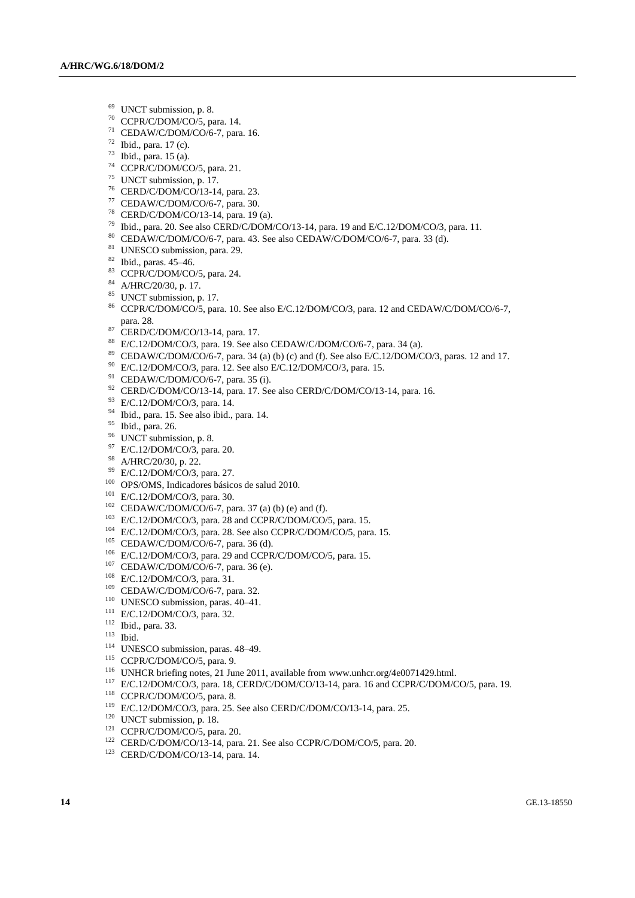[69] UNCT submission, p. 8.
[70] CCPR/C/DOM/CO/5, para. 14.
[71] CEDAW/C/DOM/CO/6-7, para. 16.
[72] Ibid., para. 17 (c).
[73] Ibid., para. 15 (a).
[74] CCPR/C/DOM/CO/5, para. 21.
[75] UNCT submission, p. 17.
[76] CERD/C/DOM/CO/13-14, para. 23.
[77] CEDAW/C/DOM/CO/6-7, para. 30.
[78] CERD/C/DOM/CO/13-14, para. 19 (a).
[79] Ibid., para. 20. See also CERD/C/DOM/CO/13-14, para. 19 and E/C.12/DOM/CO/3, para. 11.
[80] CEDAW/C/DOM/CO/6-7, para. 43. See also CEDAW/C/DOM/CO/6-7, para. 33 (d).
[81] UNESCO submission, para. 29.
[82] Ibid., paras. 45–46.
[83] CCPR/C/DOM/CO/5, para. 24.
[84] A/HRC/20/30, p. 17.
[85] UNCT submission, p. 17.
[86] CCPR/C/DOM/CO/5, para. 10. See also E/C.12/DOM/CO/3, para. 12 and CEDAW/C/DOM/CO/6-7, para. 28.
[87] CERD/C/DOM/CO/13-14, para. 17.
[88] E/C.12/DOM/CO/3, para. 19. See also CEDAW/C/DOM/CO/6-7, para. 34 (a).
[89] CEDAW/C/DOM/CO/6-7, para. 34 (a) (b) (c) and (f). See also E/C.12/DOM/CO/3, paras. 12 and 17.
[90] E/C.12/DOM/CO/3, para. 12. See also E/C.12/DOM/CO/3, para. 15.
[91] CEDAW/C/DOM/CO/6-7, para. 35 (i).
[92] CERD/C/DOM/CO/13-14, para. 17. See also CERD/C/DOM/CO/13-14, para. 16.
[93] E/C.12/DOM/CO/3, para. 14.
[94] Ibid., para. 15. See also ibid., para. 14.
[95] Ibid., para. 26.
[96] UNCT submission, p. 8.
[97] E/C.12/DOM/CO/3, para. 20.
[98] A/HRC/20/30, p. 22.
[99] E/C.12/DOM/CO/3, para. 27.
[100] OPS/OMS, Indicadores básicos de salud 2010.
[101] E/C.12/DOM/CO/3, para. 30.
[102] CEDAW/C/DOM/CO/6-7, para. 37 (a) (b) (e) and (f).
[103] E/C.12/DOM/CO/3, para. 28 and CCPR/C/DOM/CO/5, para. 15.
[104] E/C.12/DOM/CO/3, para. 28. See also CCPR/C/DOM/CO/5, para. 15.
[105] CEDAW/C/DOM/CO/6-7, para. 36 (d).
[106] E/C.12/DOM/CO/3, para. 29 and CCPR/C/DOM/CO/5, para. 15.
[107] CEDAW/C/DOM/CO/6-7, para. 36 (e).
[108] E/C.12/DOM/CO/3, para. 31.
[109] CEDAW/C/DOM/CO/6-7, para. 32.
[110] UNESCO submission, paras. 40–41.
[111] E/C.12/DOM/CO/3, para. 32.
[112] Ibid., para. 33.
[113] Ibid.
[114] UNESCO submission, paras. 48–49.
[115] CCPR/C/DOM/CO/5, para. 9.
[116] UNHCR briefing notes, 21 June 2011, available from www.unhcr.org/4e0071429.html.
[117] E/C.12/DOM/CO/3, para. 18, CERD/C/DOM/CO/13-14, para. 16 and CCPR/C/DOM/CO/5, para. 19.
[118] CCPR/C/DOM/CO/5, para. 8.
[119] E/C.12/DOM/CO/3, para. 25. See also CERD/C/DOM/CO/13-14, para. 25.
[120] UNCT submission, p. 18.
[121] CCPR/C/DOM/CO/5, para. 20.
[122] CERD/C/DOM/CO/13-14, para. 21. See also CCPR/C/DOM/CO/5, para. 20.
[123] CERD/C/DOM/CO/13-14, para. 14.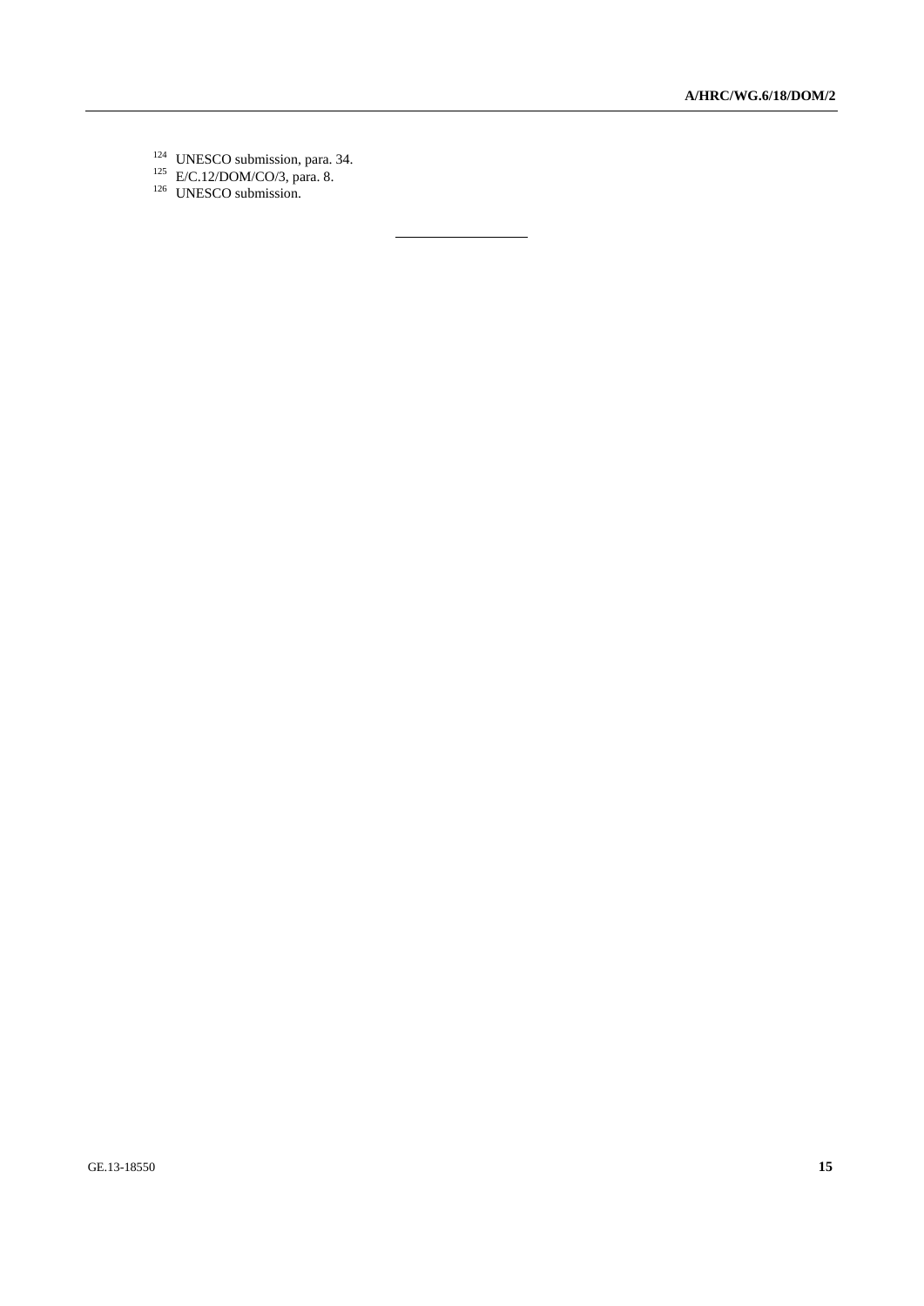[124] UNESCO submission, para. 34.

[125] E/C.12/DOM/CO/3, para. 8.

[126] UNESCO submission.